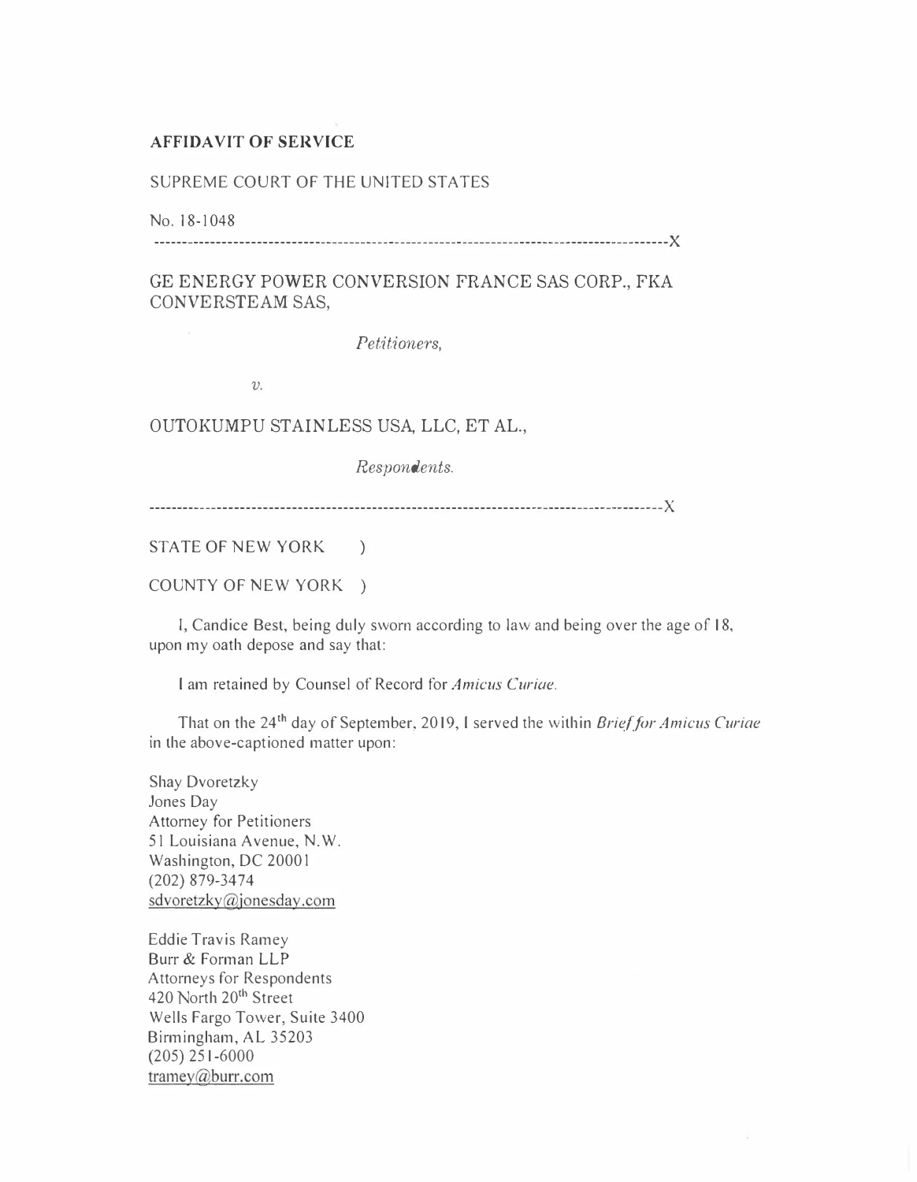**AFFIDAVIT OF SERVICE**

SUPREME COURT OF THE UNITED STATES

No. 18-1048

------------------------------------------------------------------------------------------X

GE ENERGY POWER CONVERSION FRANCE SAS CORP., FKA CONVERSTEAM SAS,

*Petitioners,*

*v.*

OUTOKUMPU STAINLESS USA, LLC, ET AL.,

*Respondents.*

------------------------------------------------------------------------------------------X

STATE OF NEW YORK )

COUNTY OF NEW YORK )

I, Candice Best, being duly sworn according to law and being over the age of 18, upon my oath depose and say that:

I am retained by Counsel of Record for *Amicus Curiae*.

That on the 24th day of September, 2019, I served the within *Brief for Amicus Curiae* in the above-captioned matter upon:

Shay Dvoretzky
Jones Day
Attorney for Petitioners
51 Louisiana Avenue, N.W.
Washington, DC 20001
(202) 879-3474
sdvoretzky@jonesday.com

Eddie Travis Ramey
Burr & Forman LLP
Attorneys for Respondents
420 North 20th Street
Wells Fargo Tower, Suite 3400
Birmingham, AL 35203
(205) 251-6000
tramey@burr.com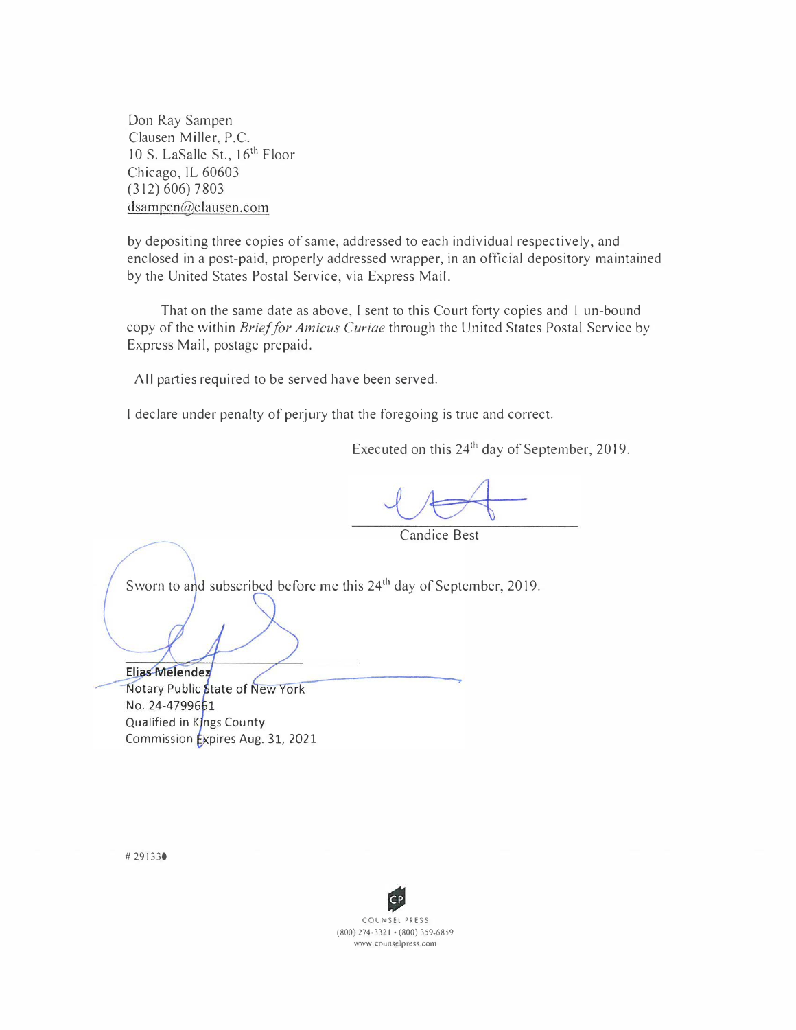Don Ray Sampen
Clausen Miller, P.C.
10 S. LaSalle St., 16th Floor
Chicago, IL 60603
(312) 606) 7803
dsampen@clausen.com

by depositing three copies of same, addressed to each individual respectively, and enclosed in a post-paid, properly addressed wrapper, in an official depository maintained by the United States Postal Service, via Express Mail.

That on the same date as above, I sent to this Court forty copies and 1 un-bound copy of the within *Brief for Amicus Curiae* through the United States Postal Service by Express Mail, postage prepaid.

All parties required to be served have been served.

I declare under penalty of perjury that the foregoing is true and correct.

Executed on this 24th day of September, 2019.

Candice Best

Sworn to and subscribed before me this 24th day of September, 2019.

**Elias Melendez**
Notary Public State of New York
No. 24-4799661
Qualified in Kings County
Commission Expires Aug. 31, 2021

# 291330

COUNSEL PRESS
(800) 274-3321 • (800) 359-6859
www.counselpress.com